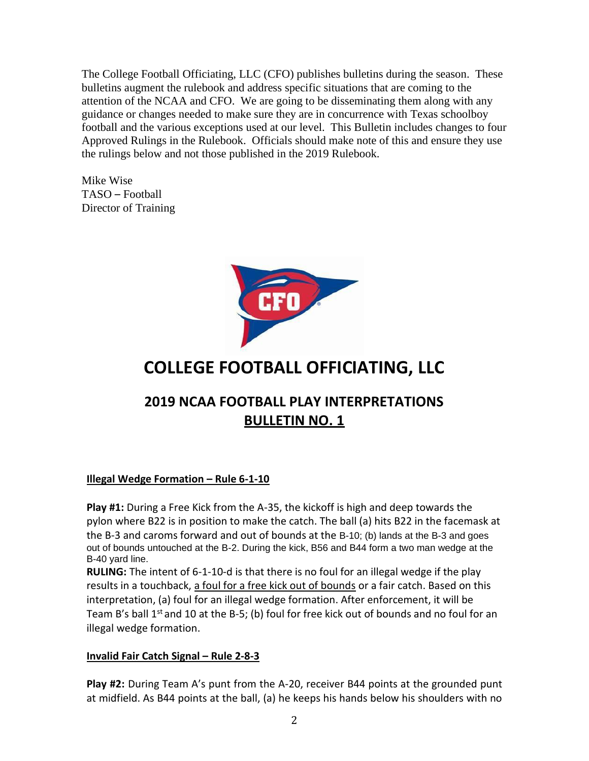The College Football Officiating, LLC (CFO) publishes bulletins during the season. These bulletins augment the rulebook and address specific situations that are coming to the attention of the NCAA and CFO. We are going to be disseminating them along with any guidance or changes needed to make sure they are in concurrence with Texas schoolboy football and the various exceptions used at our level. This Bulletin includes changes to four Approved Rulings in the Rulebook. Officials should make note of this and ensure they use the rulings below and not those published in the 2019 Rulebook.

Mike Wise
TASO – Football
Director of Training

# COLLEGE FOOTBALL OFFICIATING, LLC

## 2019 NCAA FOOTBALL PLAY INTERPRETATIONS
## BULLETIN NO. 1

**Illegal Wedge Formation – Rule 6-1-10**

**Play #1:** During a Free Kick from the A-35, the kickoff is high and deep towards the pylon where B22 is in position to make the catch. The ball (a) hits B22 in the facemask at the B-3 and caroms forward and out of bounds at the B-10; (b) lands at the B-3 and goes out of bounds untouched at the B-2. During the kick, B56 and B44 form a two man wedge at the B-40 yard line.

**RULING:** The intent of 6-1-10-d is that there is no foul for an illegal wedge if the play results in a touchback, a foul for a free kick out of bounds or a fair catch. Based on this interpretation, (a) foul for an illegal wedge formation. After enforcement, it will be Team B's ball 1st and 10 at the B-5; (b) foul for free kick out of bounds and no foul for an illegal wedge formation.

**Invalid Fair Catch Signal – Rule 2-8-3**

**Play #2:** During Team A's punt from the A-20, receiver B44 points at the grounded punt at midfield. As B44 points at the ball, (a) he keeps his hands below his shoulders with no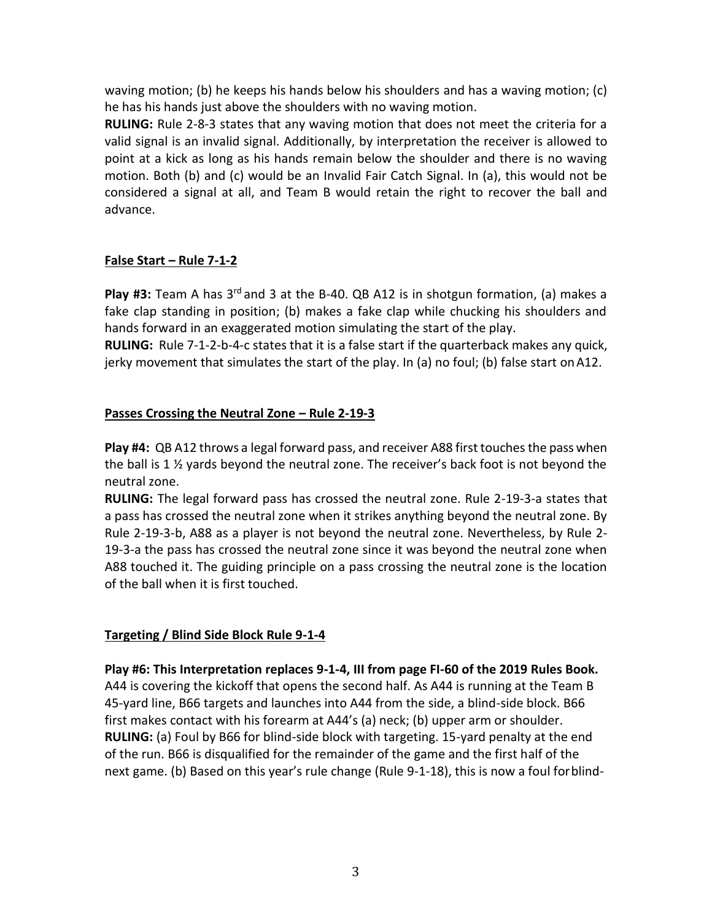waving motion; (b) he keeps his hands below his shoulders and has a waving motion; (c) he has his hands just above the shoulders with no waving motion.

**RULING:** Rule 2-8-3 states that any waving motion that does not meet the criteria for a valid signal is an invalid signal. Additionally, by interpretation the receiver is allowed to point at a kick as long as his hands remain below the shoulder and there is no waving motion. Both (b) and (c) would be an Invalid Fair Catch Signal. In (a), this would not be considered a signal at all, and Team B would retain the right to recover the ball and advance.

## **False Start – Rule 7-1-2**

**Play #3:** Team A has 3rd and 3 at the B-40. QB A12 is in shotgun formation, (a) makes a fake clap standing in position; (b) makes a fake clap while chucking his shoulders and hands forward in an exaggerated motion simulating the start of the play.

**RULING:** Rule 7-1-2-b-4-c states that it is a false start if the quarterback makes any quick, jerky movement that simulates the start of the play. In (a) no foul; (b) false start on A12.

## **Passes Crossing the Neutral Zone – Rule 2-19-3**

**Play #4:** QB A12 throws a legal forward pass, and receiver A88 first touches the pass when the ball is 1 ½ yards beyond the neutral zone. The receiver's back foot is not beyond the neutral zone.

**RULING:** The legal forward pass has crossed the neutral zone. Rule 2-19-3-a states that a pass has crossed the neutral zone when it strikes anything beyond the neutral zone. By Rule 2-19-3-b, A88 as a player is not beyond the neutral zone. Nevertheless, by Rule 2-19-3-a the pass has crossed the neutral zone since it was beyond the neutral zone when A88 touched it. The guiding principle on a pass crossing the neutral zone is the location of the ball when it is first touched.

## **Targeting / Blind Side Block Rule 9-1-4**

**Play #6: This Interpretation replaces 9-1-4, III from page FI-60 of the 2019 Rules Book.**
A44 is covering the kickoff that opens the second half. As A44 is running at the Team B 45-yard line, B66 targets and launches into A44 from the side, a blind-side block. B66 first makes contact with his forearm at A44's (a) neck; (b) upper arm or shoulder.

**RULING:** (a) Foul by B66 for blind-side block with targeting. 15-yard penalty at the end of the run. B66 is disqualified for the remainder of the game and the first half of the next game. (b) Based on this year's rule change (Rule 9-1-18), this is now a foul for blind-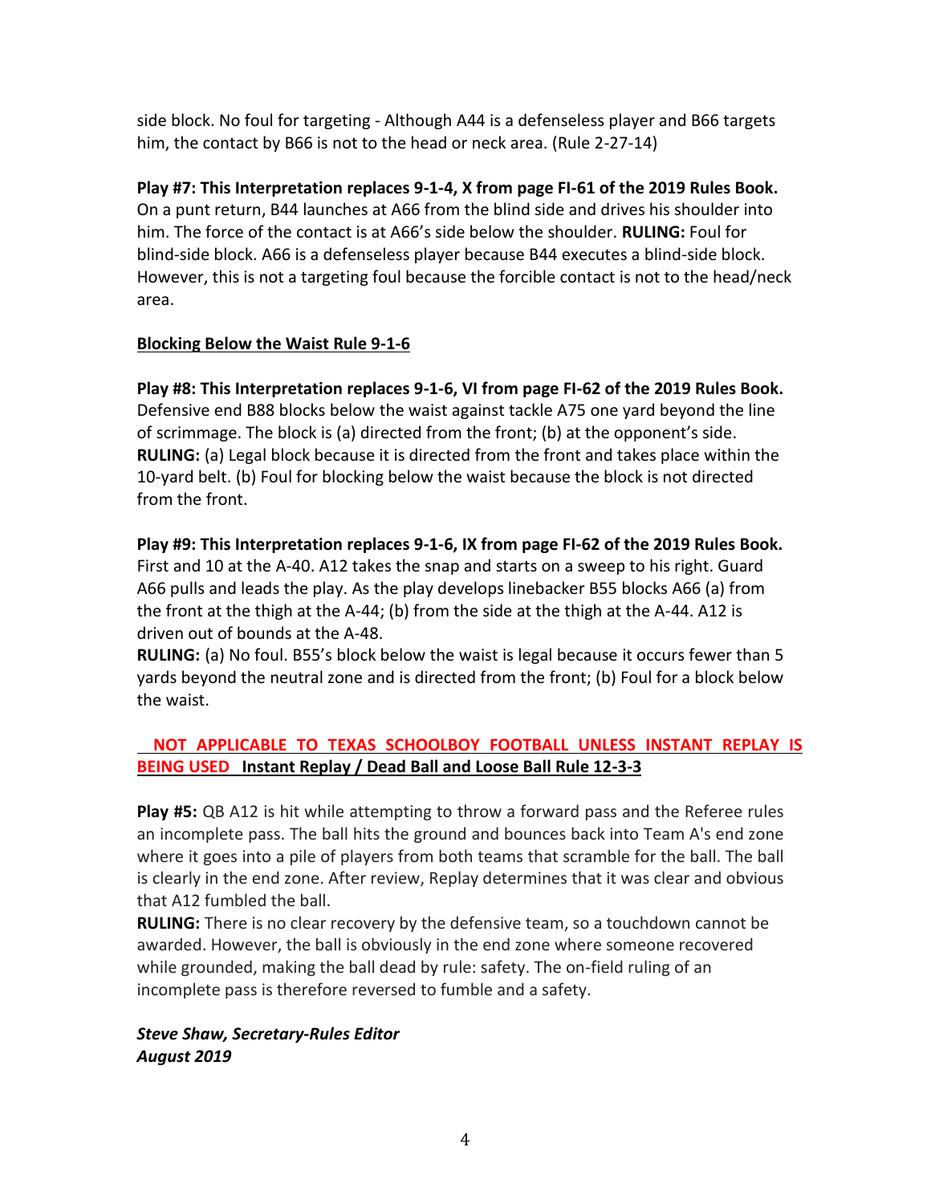side block. No foul for targeting - Although A44 is a defenseless player and B66 targets him, the contact by B66 is not to the head or neck area. (Rule 2-27-14)

**Play #7: This Interpretation replaces 9-1-4, X from page FI-61 of the 2019 Rules Book.** On a punt return, B44 launches at A66 from the blind side and drives his shoulder into him. The force of the contact is at A66's side below the shoulder. **RULING:** Foul for blind-side block. A66 is a defenseless player because B44 executes a blind-side block. However, this is not a targeting foul because the forcible contact is not to the head/neck area.

**Blocking Below the Waist Rule 9-1-6**

**Play #8: This Interpretation replaces 9-1-6, VI from page FI-62 of the 2019 Rules Book.** Defensive end B88 blocks below the waist against tackle A75 one yard beyond the line of scrimmage. The block is (a) directed from the front; (b) at the opponent's side. **RULING:** (a) Legal block because it is directed from the front and takes place within the 10-yard belt. (b) Foul for blocking below the waist because the block is not directed from the front.

**Play #9: This Interpretation replaces 9-1-6, IX from page FI-62 of the 2019 Rules Book.** First and 10 at the A-40. A12 takes the snap and starts on a sweep to his right. Guard A66 pulls and leads the play. As the play develops linebacker B55 blocks A66 (a) from the front at the thigh at the A-44; (b) from the side at the thigh at the A-44. A12 is driven out of bounds at the A-48.
**RULING:** (a) No foul. B55's block below the waist is legal because it occurs fewer than 5 yards beyond the neutral zone and is directed from the front; (b) Foul for a block below the waist.

**NOT APPLICABLE TO TEXAS SCHOOLBOY FOOTBALL UNLESS INSTANT REPLAY IS BEING USED** **Instant Replay / Dead Ball and Loose Ball Rule 12-3-3**

**Play #5:** QB A12 is hit while attempting to throw a forward pass and the Referee rules an incomplete pass. The ball hits the ground and bounces back into Team A's end zone where it goes into a pile of players from both teams that scramble for the ball. The ball is clearly in the end zone. After review, Replay determines that it was clear and obvious that A12 fumbled the ball.
**RULING:** There is no clear recovery by the defensive team, so a touchdown cannot be awarded. However, the ball is obviously in the end zone where someone recovered while grounded, making the ball dead by rule: safety. The on-field ruling of an incomplete pass is therefore reversed to fumble and a safety.

***Steve Shaw, Secretary-Rules Editor***
***August 2019***